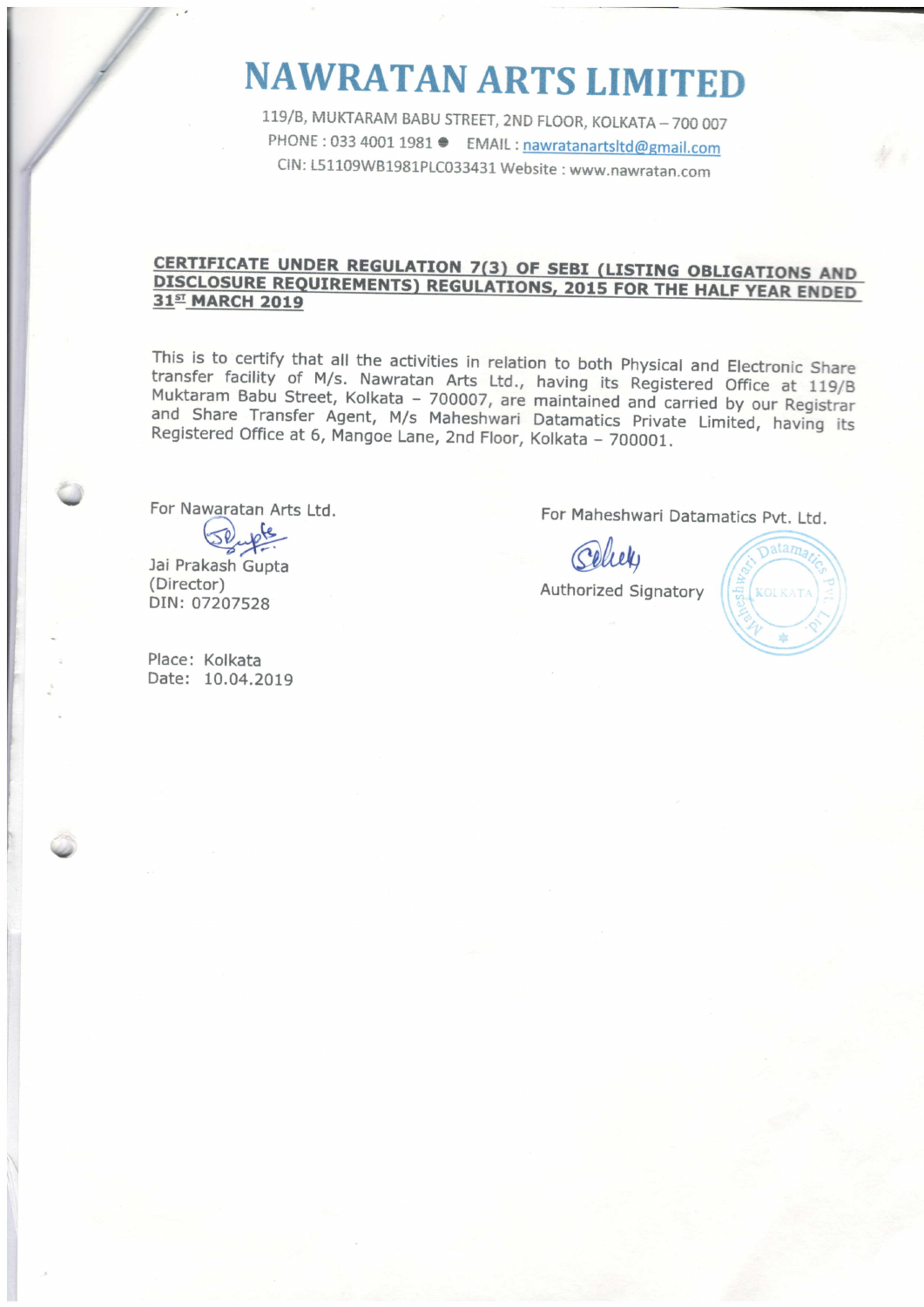# NAWRATAN ARTS LIMITED

119/B, MUKTARAM BABU STREET, 2ND FLOOR, KOLKATA – 700 007
PHONE : 033 4001 1981 ● EMAIL : nawratanartsltd@gmail.com
CIN: L51109WB1981PLC033431 Website : www.nawratan.com

## CERTIFICATE UNDER REGULATION 7(3) OF SEBI (LISTING OBLIGATIONS AND DISCLOSURE REQUIREMENTS) REGULATIONS, 2015 FOR THE HALF YEAR ENDED 31ST MARCH 2019

This is to certify that all the activities in relation to both Physical and Electronic Share transfer facility of M/s. Nawratan Arts Ltd., having its Registered Office at 119/B Muktaram Babu Street, Kolkata – 700007, are maintained and carried by our Registrar and Share Transfer Agent, M/s Maheshwari Datamatics Private Limited, having its Registered Office at 6, Mangoe Lane, 2nd Floor, Kolkata – 700001.

For Nawaratan Arts Ltd.

Jai Prakash Gupta
(Director)
DIN: 07207528

For Maheshwari Datamatics Pvt. Ltd.

Authorized Signatory

Place: Kolkata
Date: 10.04.2019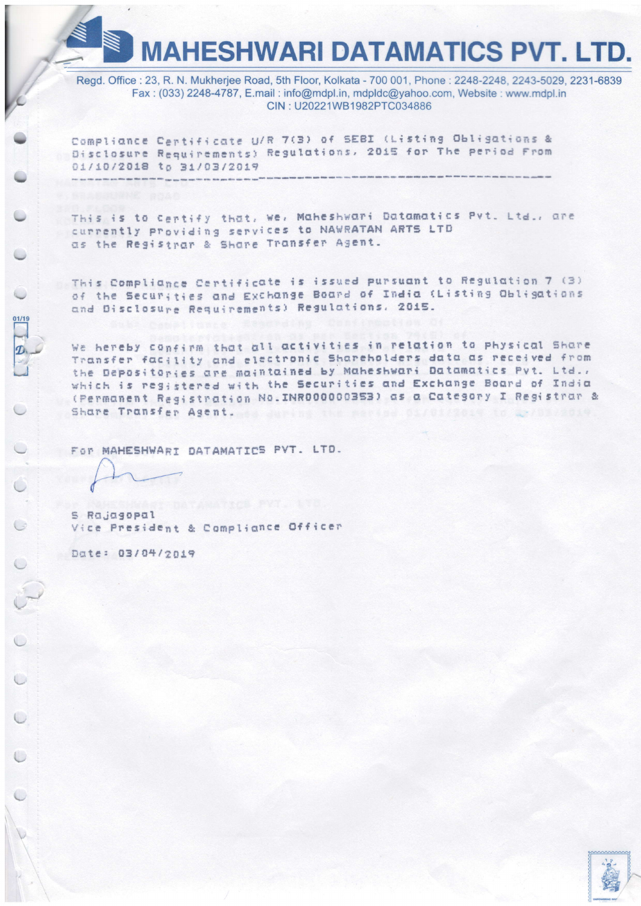# MAHESHWARI DATAMATICS PVT. LTD.

Regd. Office : 23, R. N. Mukherjee Road, 5th Floor, Kolkata - 700 001, Phone : 2248-2248, 2243-5029, 2231-6839
Fax : (033) 2248-4787, E.mail : info@mdpl.in, mdpldc@yahoo.com, Website : www.mdpl.in
CIN : U20221WB1982PTC034886

Compliance Certificate U/R 7(3) of SEBI (Listing Obligations & Disclosure Requirements) Regulations, 2015 for The period From 01/10/2018 to 31/03/2019

---

This is to certify that, we, Maheshwari Datamatics Pvt. Ltd., are currently providing services to NAWRATAN ARTS LTD as the Registrar & Share Transfer Agent.

This Compliance Certificate is issued pursuant to Regulation 7 (3) of the Securities and Exchange Board of India (Listing Obligations and Disclosure Requirements) Regulations, 2015.

We hereby confirm that all activities in relation to physical Share Transfer facility and electronic Shareholders data as received from the Depositories are maintained by Maheshwari Datamatics Pvt. Ltd., which is registered with the Securities and Exchange Board of India (Permanent Registration No.INR000000353) as a Category I Registrar & Share Transfer Agent.

For MAHESHWARI DATAMATICS PVT. LTD.

S Rajagopal
Vice President & Compliance Officer

Date: 03/04/2019